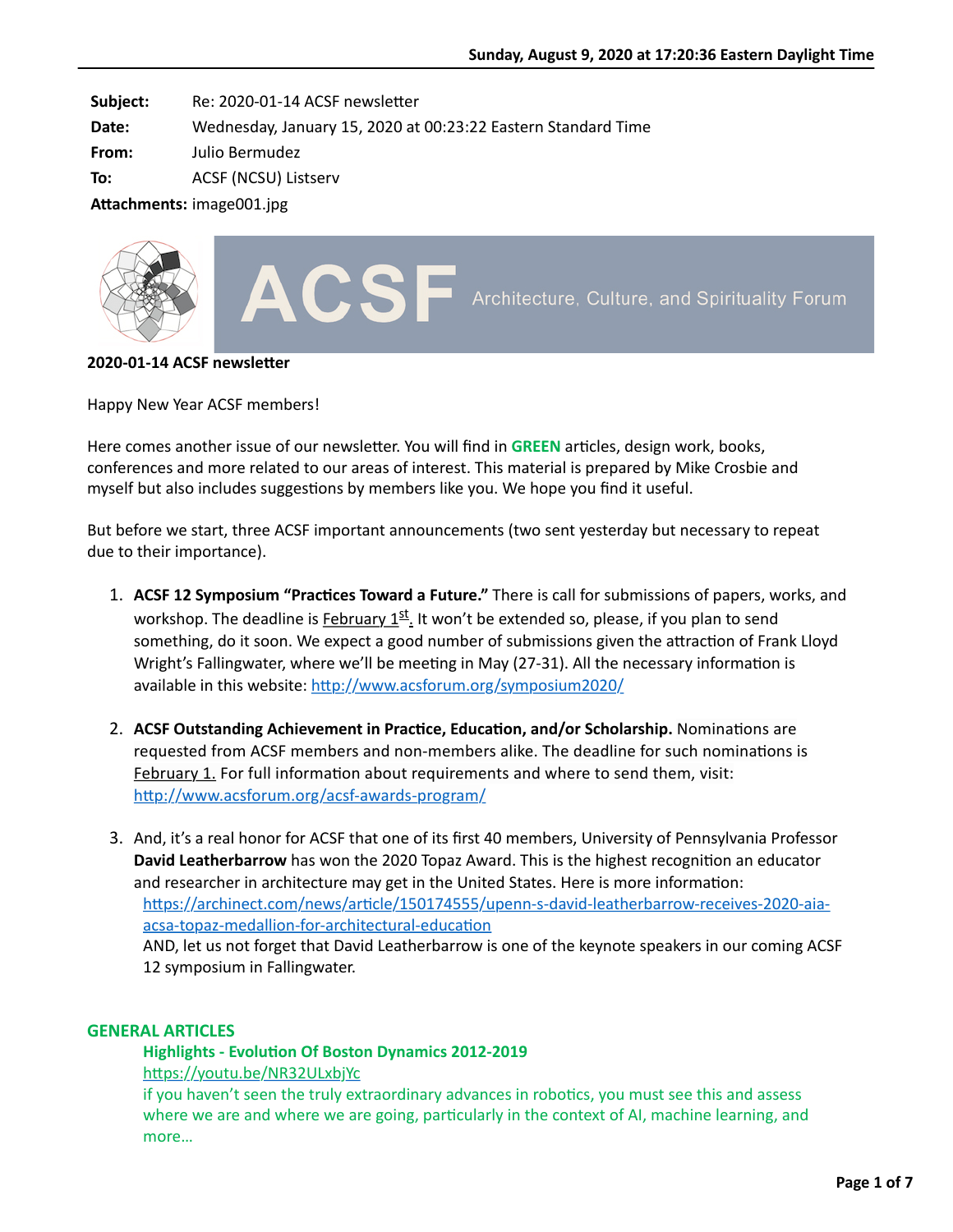**Subject:** Re: 2020-01-14 ACSF newsletter
**Date:** Wednesday, January 15, 2020 at 00:23:22 Eastern Standard Time
**From:** Julio Bermudez
**To:** ACSF (NCSU) Listserv
**Attachments:** image001.jpg

ACSF Architecture, Culture, and Spirituality Forum

**2020-01-14 ACSF newsletter**

Happy New Year ACSF members!

Here comes another issue of our newsletter. You will find in **GREEN** articles, design work, books, conferences and more related to our areas of interest. This material is prepared by Mike Crosbie and myself but also includes suggestions by members like you. We hope you find it useful.

But before we start, three ACSF important announcements (two sent yesterday but necessary to repeat due to their importance).

1. **ACSF 12 Symposium "Practices Toward a Future."** There is call for submissions of papers, works, and workshop. The deadline is February 1st. It won't be extended so, please, if you plan to send something, do it soon. We expect a good number of submissions given the attraction of Frank Lloyd Wright's Fallingwater, where we'll be meeting in May (27-31). All the necessary information is available in this website: http://www.acsforum.org/symposium2020/

2. **ACSF Outstanding Achievement in Practice, Education, and/or Scholarship.** Nominations are requested from ACSF members and non-members alike. The deadline for such nominations is February 1. For full information about requirements and where to send them, visit: http://www.acsforum.org/acsf-awards-program/

3. And, it's a real honor for ACSF that one of its first 40 members, University of Pennsylvania Professor **David Leatherbarrow** has won the 2020 Topaz Award. This is the highest recognition an educator and researcher in architecture may get in the United States. Here is more information: https://archinect.com/news/article/150174555/upenn-s-david-leatherbarrow-receives-2020-aia-acsa-topaz-medallion-for-architectural-education
AND, let us not forget that David Leatherbarrow is one of the keynote speakers in our coming ACSF 12 symposium in Fallingwater.

**GENERAL ARTICLES**

**Highlights - Evolution Of Boston Dynamics 2012-2019**
https://youtu.be/NR32ULxbjYc
if you haven't seen the truly extraordinary advances in robotics, you must see this and assess where we are and where we are going, particularly in the context of AI, machine learning, and more…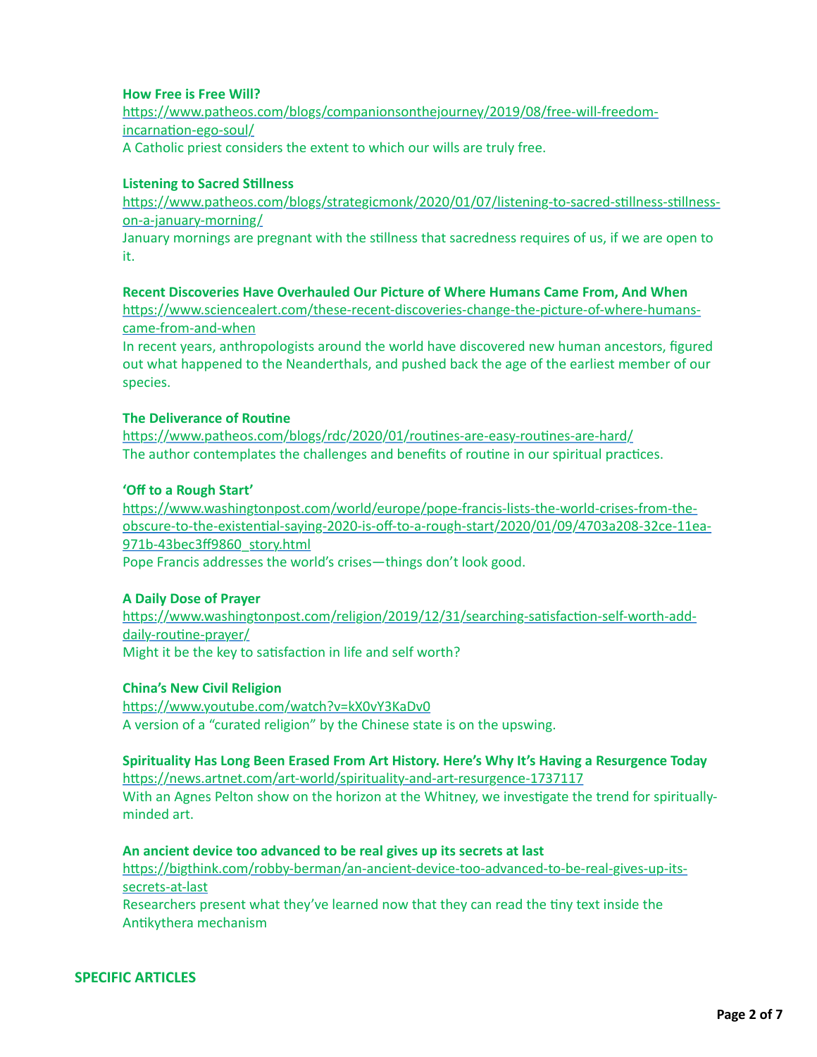**How Free is Free Will?**
https://www.patheos.com/blogs/companionsonthejourney/2019/08/free-will-freedom-incarnation-ego-soul/
A Catholic priest considers the extent to which our wills are truly free.

**Listening to Sacred Stillness**
https://www.patheos.com/blogs/strategicmonk/2020/01/07/listening-to-sacred-stillness-stillness-on-a-january-morning/
January mornings are pregnant with the stillness that sacredness requires of us, if we are open to it.

**Recent Discoveries Have Overhauled Our Picture of Where Humans Came From, And When**
https://www.sciencealert.com/these-recent-discoveries-change-the-picture-of-where-humans-came-from-and-when
In recent years, anthropologists around the world have discovered new human ancestors, figured out what happened to the Neanderthals, and pushed back the age of the earliest member of our species.

**The Deliverance of Routine**
https://www.patheos.com/blogs/rdc/2020/01/routines-are-easy-routines-are-hard/
The author contemplates the challenges and benefits of routine in our spiritual practices.

**'Off to a Rough Start'**
https://www.washingtonpost.com/world/europe/pope-francis-lists-the-world-crises-from-the-obscure-to-the-existential-saying-2020-is-off-to-a-rough-start/2020/01/09/4703a208-32ce-11ea-971b-43bec3ff9860_story.html
Pope Francis addresses the world's crises—things don't look good.

**A Daily Dose of Prayer**
https://www.washingtonpost.com/religion/2019/12/31/searching-satisfaction-self-worth-add-daily-routine-prayer/
Might it be the key to satisfaction in life and self worth?

**China's New Civil Religion**
https://www.youtube.com/watch?v=kX0vY3KaDv0
A version of a "curated religion" by the Chinese state is on the upswing.

**Spirituality Has Long Been Erased From Art History. Here's Why It's Having a Resurgence Today**
https://news.artnet.com/art-world/spirituality-and-art-resurgence-1737117
With an Agnes Pelton show on the horizon at the Whitney, we investigate the trend for spiritually-minded art.

**An ancient device too advanced to be real gives up its secrets at last**
https://bigthink.com/robby-berman/an-ancient-device-too-advanced-to-be-real-gives-up-its-secrets-at-last
Researchers present what they've learned now that they can read the tiny text inside the Antikythera mechanism

## SPECIFIC ARTICLES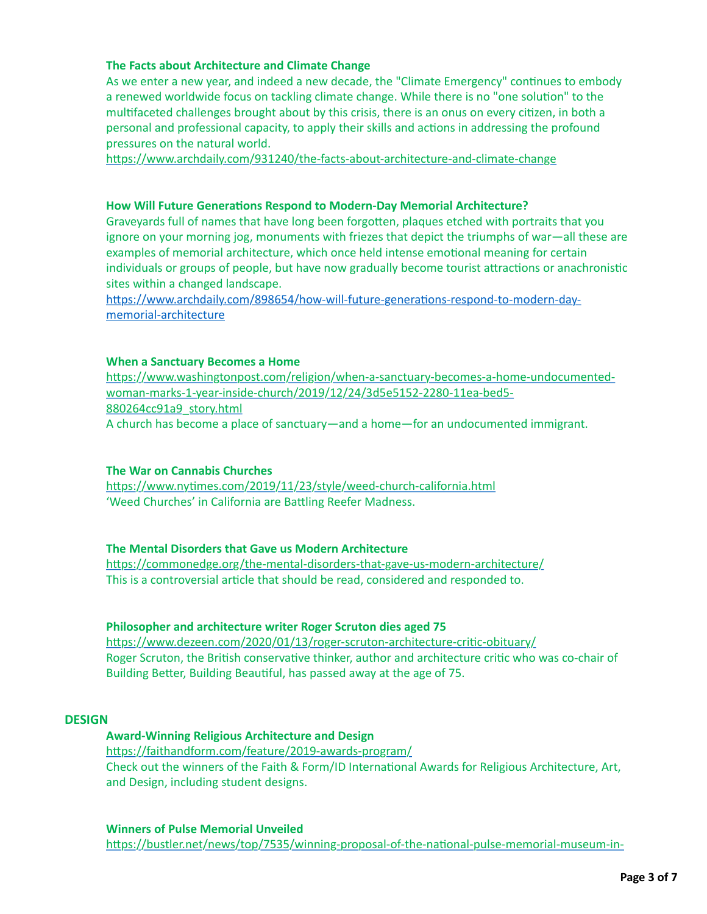**The Facts about Architecture and Climate Change**

As we enter a new year, and indeed a new decade, the "Climate Emergency" continues to embody a renewed worldwide focus on tackling climate change. While there is no "one solution" to the multifaceted challenges brought about by this crisis, there is an onus on every citizen, in both a personal and professional capacity, to apply their skills and actions in addressing the profound pressures on the natural world.

https://www.archdaily.com/931240/the-facts-about-architecture-and-climate-change

**How Will Future Generations Respond to Modern-Day Memorial Architecture?**

Graveyards full of names that have long been forgotten, plaques etched with portraits that you ignore on your morning jog, monuments with friezes that depict the triumphs of war—all these are examples of memorial architecture, which once held intense emotional meaning for certain individuals or groups of people, but have now gradually become tourist attractions or anachronistic sites within a changed landscape.

https://www.archdaily.com/898654/how-will-future-generations-respond-to-modern-day-memorial-architecture

**When a Sanctuary Becomes a Home**

https://www.washingtonpost.com/religion/when-a-sanctuary-becomes-a-home-undocumented-woman-marks-1-year-inside-church/2019/12/24/3d5e5152-2280-11ea-bed5-880264cc91a9_story.html

A church has become a place of sanctuary—and a home—for an undocumented immigrant.

**The War on Cannabis Churches**

https://www.nytimes.com/2019/11/23/style/weed-church-california.html

'Weed Churches' in California are Battling Reefer Madness.

**The Mental Disorders that Gave us Modern Architecture**

https://commonedge.org/the-mental-disorders-that-gave-us-modern-architecture/

This is a controversial article that should be read, considered and responded to.

**Philosopher and architecture writer Roger Scruton dies aged 75**

https://www.dezeen.com/2020/01/13/roger-scruton-architecture-critic-obituary/

Roger Scruton, the British conservative thinker, author and architecture critic who was co-chair of Building Better, Building Beautiful, has passed away at the age of 75.

## DESIGN

**Award-Winning Religious Architecture and Design**

https://faithandform.com/feature/2019-awards-program/

Check out the winners of the Faith & Form/ID International Awards for Religious Architecture, Art, and Design, including student designs.

**Winners of Pulse Memorial Unveiled**

https://bustler.net/news/top/7535/winning-proposal-of-the-national-pulse-memorial-museum-in-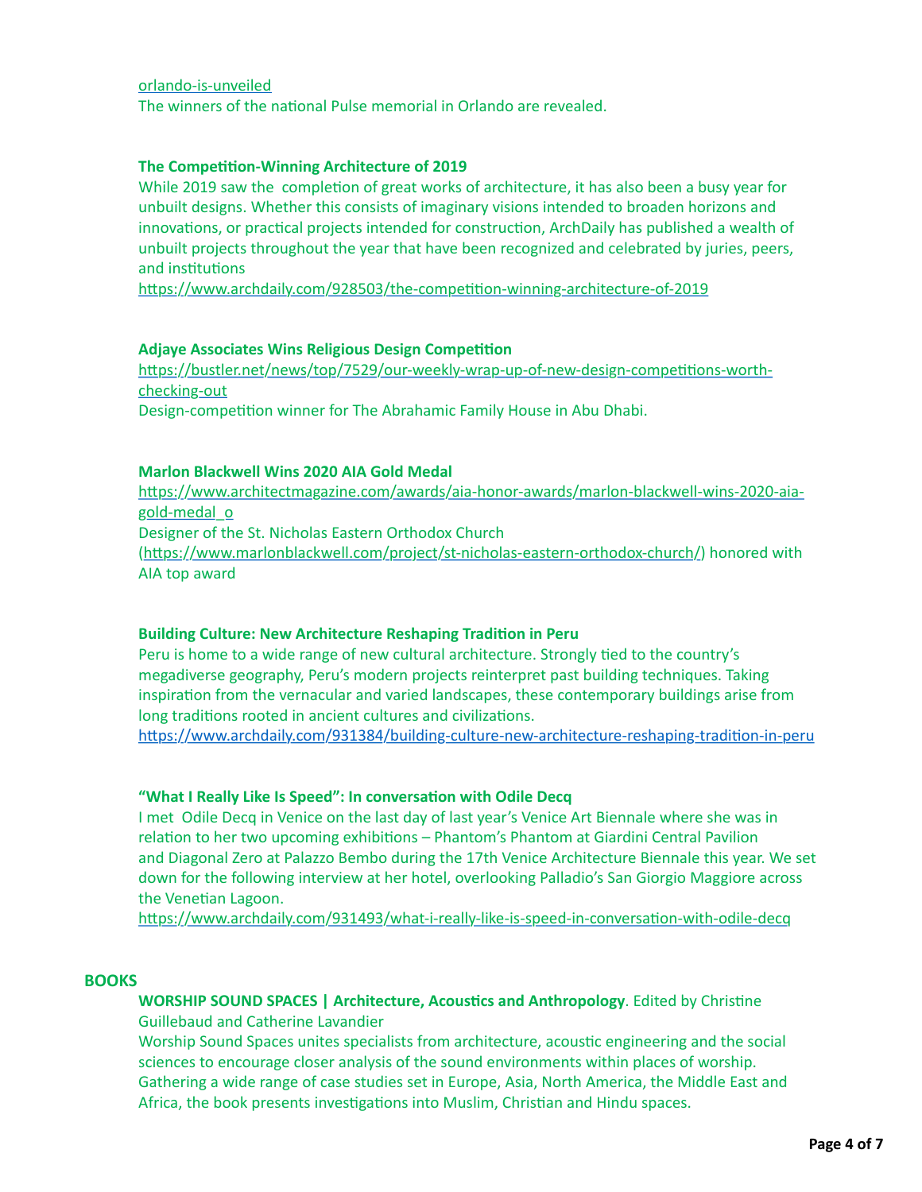orlando-is-unveiled

The winners of the national Pulse memorial in Orlando are revealed.

**The Competition-Winning Architecture of 2019**

While 2019 saw the completion of great works of architecture, it has also been a busy year for unbuilt designs. Whether this consists of imaginary visions intended to broaden horizons and innovations, or practical projects intended for construction, ArchDaily has published a wealth of unbuilt projects throughout the year that have been recognized and celebrated by juries, peers, and institutions

https://www.archdaily.com/928503/the-competition-winning-architecture-of-2019

**Adjaye Associates Wins Religious Design Competition**

https://bustler.net/news/top/7529/our-weekly-wrap-up-of-new-design-competitions-worth-checking-out

Design-competition winner for The Abrahamic Family House in Abu Dhabi.

**Marlon Blackwell Wins 2020 AIA Gold Medal**

https://www.architectmagazine.com/awards/aia-honor-awards/marlon-blackwell-wins-2020-aia-gold-medal_o

Designer of the St. Nicholas Eastern Orthodox Church (https://www.marlonblackwell.com/project/st-nicholas-eastern-orthodox-church/) honored with AIA top award

**Building Culture: New Architecture Reshaping Tradition in Peru**

Peru is home to a wide range of new cultural architecture. Strongly tied to the country's megadiverse geography, Peru's modern projects reinterpret past building techniques. Taking inspiration from the vernacular and varied landscapes, these contemporary buildings arise from long traditions rooted in ancient cultures and civilizations.

https://www.archdaily.com/931384/building-culture-new-architecture-reshaping-tradition-in-peru

**"What I Really Like Is Speed": In conversation with Odile Decq**

I met Odile Decq in Venice on the last day of last year's Venice Art Biennale where she was in relation to her two upcoming exhibitions – Phantom's Phantom at Giardini Central Pavilion and Diagonal Zero at Palazzo Bembo during the 17th Venice Architecture Biennale this year. We set down for the following interview at her hotel, overlooking Palladio's San Giorgio Maggiore across the Venetian Lagoon.

https://www.archdaily.com/931493/what-i-really-like-is-speed-in-conversation-with-odile-decq

## BOOKS

**WORSHIP SOUND SPACES | Architecture, Acoustics and Anthropology**. Edited by Christine Guillebaud and Catherine Lavandier

Worship Sound Spaces unites specialists from architecture, acoustic engineering and the social sciences to encourage closer analysis of the sound environments within places of worship. Gathering a wide range of case studies set in Europe, Asia, North America, the Middle East and Africa, the book presents investigations into Muslim, Christian and Hindu spaces.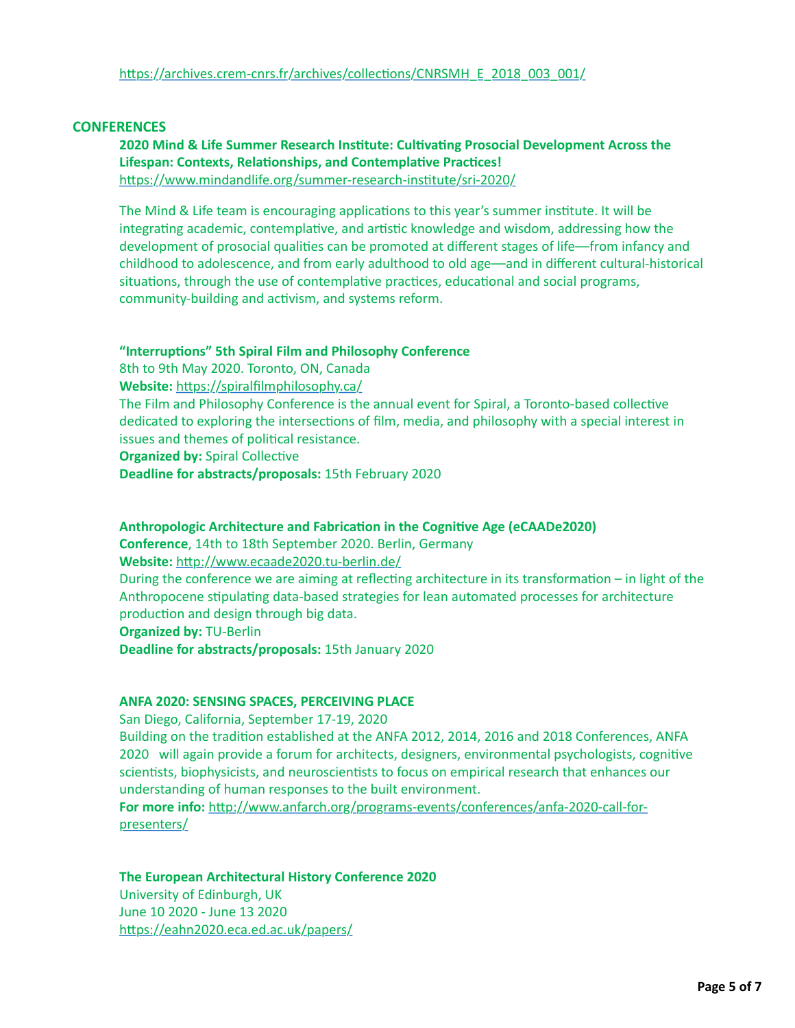https://archives.crem-cnrs.fr/archives/collections/CNRSMH_E_2018_003_001/

## CONFERENCES

**2020 Mind & Life Summer Research Institute: Cultivating Prosocial Development Across the Lifespan: Contexts, Relationships, and Contemplative Practices!**
https://www.mindandlife.org/summer-research-institute/sri-2020/

The Mind & Life team is encouraging applications to this year's summer institute. It will be integrating academic, contemplative, and artistic knowledge and wisdom, addressing how the development of prosocial qualities can be promoted at different stages of life—from infancy and childhood to adolescence, and from early adulthood to old age—and in different cultural-historical situations, through the use of contemplative practices, educational and social programs, community-building and activism, and systems reform.

**"Interruptions" 5th Spiral Film and Philosophy Conference**
8th to 9th May 2020. Toronto, ON, Canada
**Website:** https://spiralfilmphilosophy.ca/
The Film and Philosophy Conference is the annual event for Spiral, a Toronto-based collective dedicated to exploring the intersections of film, media, and philosophy with a special interest in issues and themes of political resistance.
**Organized by:** Spiral Collective
**Deadline for abstracts/proposals:** 15th February 2020

**Anthropologic Architecture and Fabrication in the Cognitive Age (eCAADe2020)**
**Conference**, 14th to 18th September 2020. Berlin, Germany
**Website:** http://www.ecaade2020.tu-berlin.de/
During the conference we are aiming at reflecting architecture in its transformation – in light of the Anthropocene stipulating data-based strategies for lean automated processes for architecture production and design through big data.
**Organized by:** TU-Berlin
**Deadline for abstracts/proposals:** 15th January 2020

**ANFA 2020: SENSING SPACES, PERCEIVING PLACE**
San Diego, California, September 17-19, 2020
Building on the tradition established at the ANFA 2012, 2014, 2016 and 2018 Conferences, ANFA 2020 will again provide a forum for architects, designers, environmental psychologists, cognitive scientists, biophysicists, and neuroscientists to focus on empirical research that enhances our understanding of human responses to the built environment.
**For more info:** http://www.anfarch.org/programs-events/conferences/anfa-2020-call-for-presenters/

**The European Architectural History Conference 2020**
University of Edinburgh, UK
June 10 2020 - June 13 2020
https://eahn2020.eca.ed.ac.uk/papers/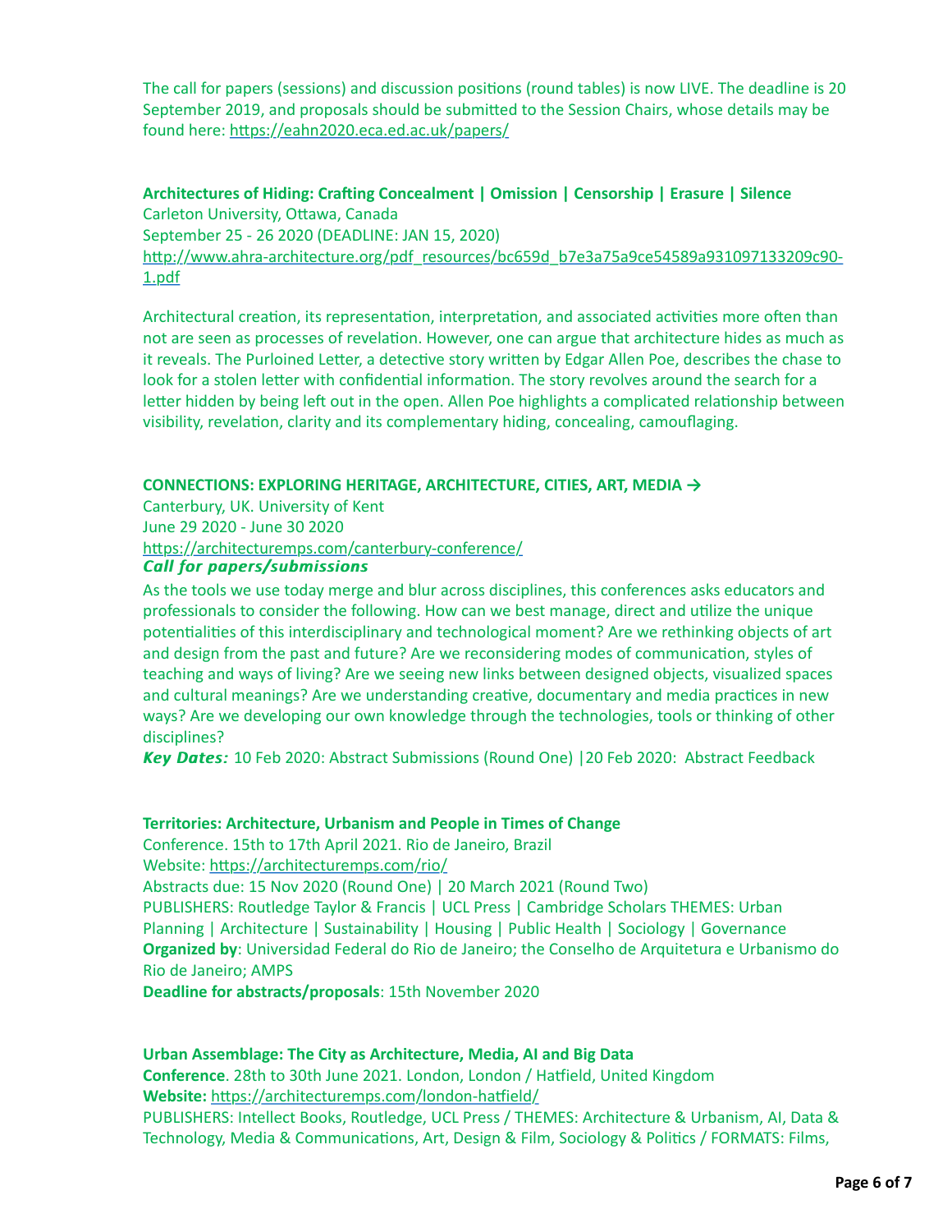The call for papers (sessions) and discussion positions (round tables) is now LIVE. The deadline is 20 September 2019, and proposals should be submitted to the Session Chairs, whose details may be found here: https://eahn2020.eca.ed.ac.uk/papers/

**Architectures of Hiding: Crafting Concealment | Omission | Censorship | Erasure | Silence**
Carleton University, Ottawa, Canada
September 25 - 26 2020 (DEADLINE: JAN 15, 2020)
http://www.ahra-architecture.org/pdf_resources/bc659d_b7e3a75a9ce54589a931097133209c90-1.pdf

Architectural creation, its representation, interpretation, and associated activities more often than not are seen as processes of revelation. However, one can argue that architecture hides as much as it reveals. The Purloined Letter, a detective story written by Edgar Allen Poe, describes the chase to look for a stolen letter with confidential information. The story revolves around the search for a letter hidden by being left out in the open. Allen Poe highlights a complicated relationship between visibility, revelation, clarity and its complementary hiding, concealing, camouflaging.

**CONNECTIONS: EXPLORING HERITAGE, ARCHITECTURE, CITIES, ART, MEDIA →**
Canterbury, UK. University of Kent
June 29 2020 - June 30 2020
https://architecturemps.com/canterbury-conference/
***Call for papers/submissions***
As the tools we use today merge and blur across disciplines, this conferences asks educators and professionals to consider the following. How can we best manage, direct and utilize the unique potentialities of this interdisciplinary and technological moment? Are we rethinking objects of art and design from the past and future? Are we reconsidering modes of communication, styles of teaching and ways of living? Are we seeing new links between designed objects, visualized spaces and cultural meanings? Are we understanding creative, documentary and media practices in new ways? Are we developing our own knowledge through the technologies, tools or thinking of other disciplines?
***Key Dates:*** 10 Feb 2020: Abstract Submissions (Round One) |20 Feb 2020: Abstract Feedback

**Territories: Architecture, Urbanism and People in Times of Change**
Conference. 15th to 17th April 2021. Rio de Janeiro, Brazil
Website: https://architecturemps.com/rio/
Abstracts due: 15 Nov 2020 (Round One) | 20 March 2021 (Round Two)
PUBLISHERS: Routledge Taylor & Francis | UCL Press | Cambridge Scholars THEMES: Urban Planning | Architecture | Sustainability | Housing | Public Health | Sociology | Governance
**Organized by**: Universidad Federal do Rio de Janeiro; the Conselho de Arquitetura e Urbanismo do Rio de Janeiro; AMPS
**Deadline for abstracts/proposals**: 15th November 2020

**Urban Assemblage: The City as Architecture, Media, AI and Big Data**
**Conference**. 28th to 30th June 2021. London, London / Hatfield, United Kingdom
**Website:** https://architecturemps.com/london-hatfield/
PUBLISHERS: Intellect Books, Routledge, UCL Press / THEMES: Architecture & Urbanism, AI, Data & Technology, Media & Communications, Art, Design & Film, Sociology & Politics / FORMATS: Films,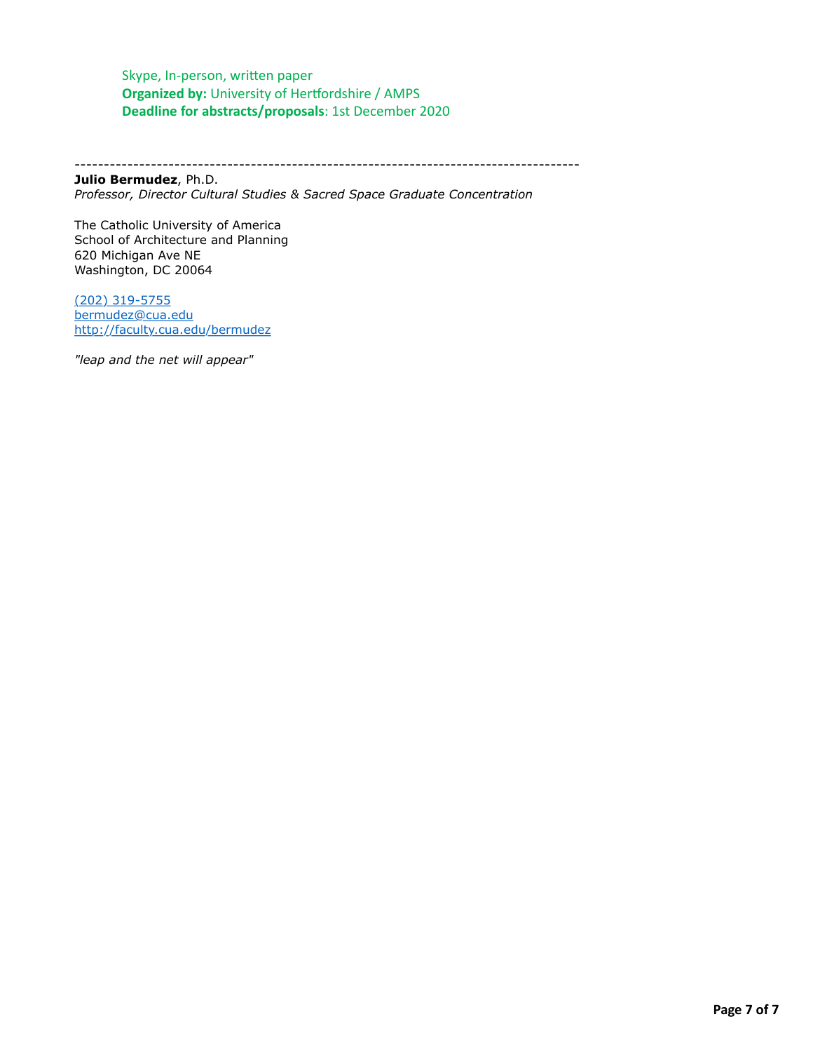Skype, In-person, written paper
**Organized by:** University of Hertfordshire / AMPS
**Deadline for abstracts/proposals**: 1st December 2020

---

**Julio Bermudez**, Ph.D.
*Professor, Director Cultural Studies & Sacred Space Graduate Concentration*

The Catholic University of America
School of Architecture and Planning
620 Michigan Ave NE
Washington, DC 20064

(202) 319-5755
bermudez@cua.edu
http://faculty.cua.edu/bermudez

*"leap and the net will appear"*